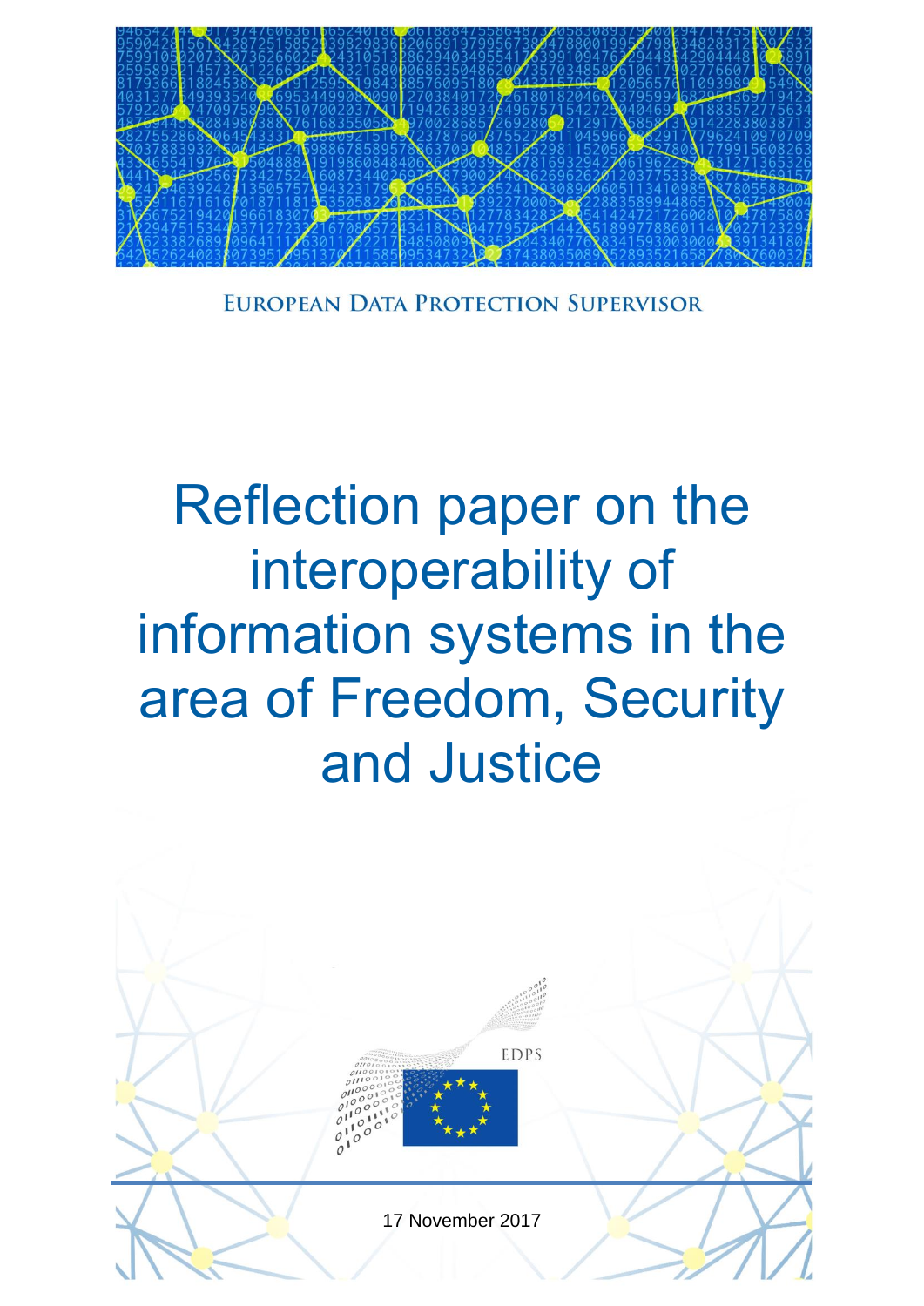EUROPEAN DATA PROTECTION SUPERVISOR

# Reflection paper on the interoperability of information systems in the area of Freedom, Security and Justice

EDPS

17 November 2017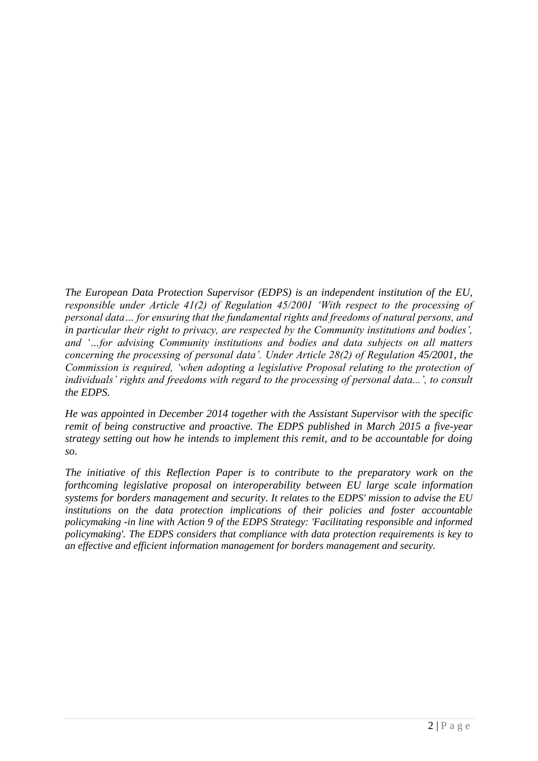*The European Data Protection Supervisor (EDPS) is an independent institution of the EU, responsible under Article 41(2) of Regulation 45/2001 'With respect to the processing of personal data… for ensuring that the fundamental rights and freedoms of natural persons, and in particular their right to privacy, are respected by the Community institutions and bodies', and '…for advising Community institutions and bodies and data subjects on all matters concerning the processing of personal data'. Under Article 28(2) of Regulation 45/2001, the Commission is required, 'when adopting a legislative Proposal relating to the protection of individuals' rights and freedoms with regard to the processing of personal data...', to consult the EDPS.*

*He was appointed in December 2014 together with the Assistant Supervisor with the specific remit of being constructive and proactive. The EDPS published in March 2015 a five-year strategy setting out how he intends to implement this remit, and to be accountable for doing so.*

*The initiative of this Reflection Paper is to contribute to the preparatory work on the forthcoming legislative proposal on interoperability between EU large scale information systems for borders management and security. It relates to the EDPS' mission to advise the EU institutions on the data protection implications of their policies and foster accountable policymaking -in line with Action 9 of the EDPS Strategy: 'Facilitating responsible and informed policymaking'. The EDPS considers that compliance with data protection requirements is key to an effective and efficient information management for borders management and security.*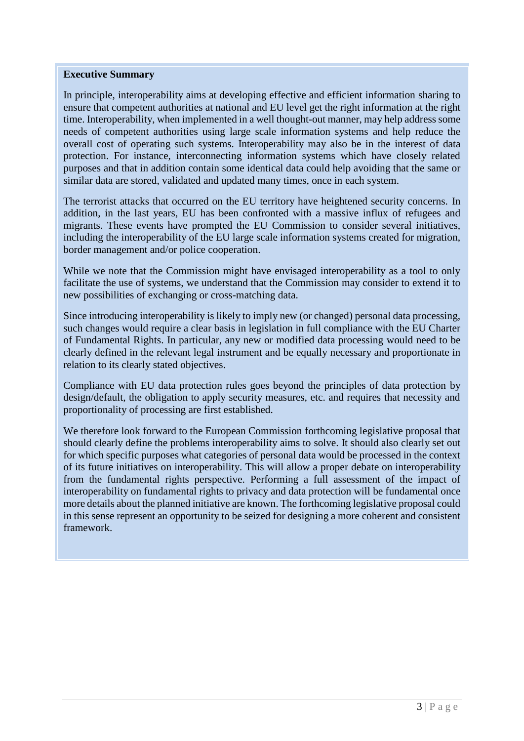**Executive Summary**

In principle, interoperability aims at developing effective and efficient information sharing to ensure that competent authorities at national and EU level get the right information at the right time. Interoperability, when implemented in a well thought-out manner, may help address some needs of competent authorities using large scale information systems and help reduce the overall cost of operating such systems. Interoperability may also be in the interest of data protection. For instance, interconnecting information systems which have closely related purposes and that in addition contain some identical data could help avoiding that the same or similar data are stored, validated and updated many times, once in each system.

The terrorist attacks that occurred on the EU territory have heightened security concerns. In addition, in the last years, EU has been confronted with a massive influx of refugees and migrants. These events have prompted the EU Commission to consider several initiatives, including the interoperability of the EU large scale information systems created for migration, border management and/or police cooperation.

While we note that the Commission might have envisaged interoperability as a tool to only facilitate the use of systems, we understand that the Commission may consider to extend it to new possibilities of exchanging or cross-matching data.

Since introducing interoperability is likely to imply new (or changed) personal data processing, such changes would require a clear basis in legislation in full compliance with the EU Charter of Fundamental Rights. In particular, any new or modified data processing would need to be clearly defined in the relevant legal instrument and be equally necessary and proportionate in relation to its clearly stated objectives.

Compliance with EU data protection rules goes beyond the principles of data protection by design/default, the obligation to apply security measures, etc. and requires that necessity and proportionality of processing are first established.

We therefore look forward to the European Commission forthcoming legislative proposal that should clearly define the problems interoperability aims to solve. It should also clearly set out for which specific purposes what categories of personal data would be processed in the context of its future initiatives on interoperability. This will allow a proper debate on interoperability from the fundamental rights perspective. Performing a full assessment of the impact of interoperability on fundamental rights to privacy and data protection will be fundamental once more details about the planned initiative are known. The forthcoming legislative proposal could in this sense represent an opportunity to be seized for designing a more coherent and consistent framework.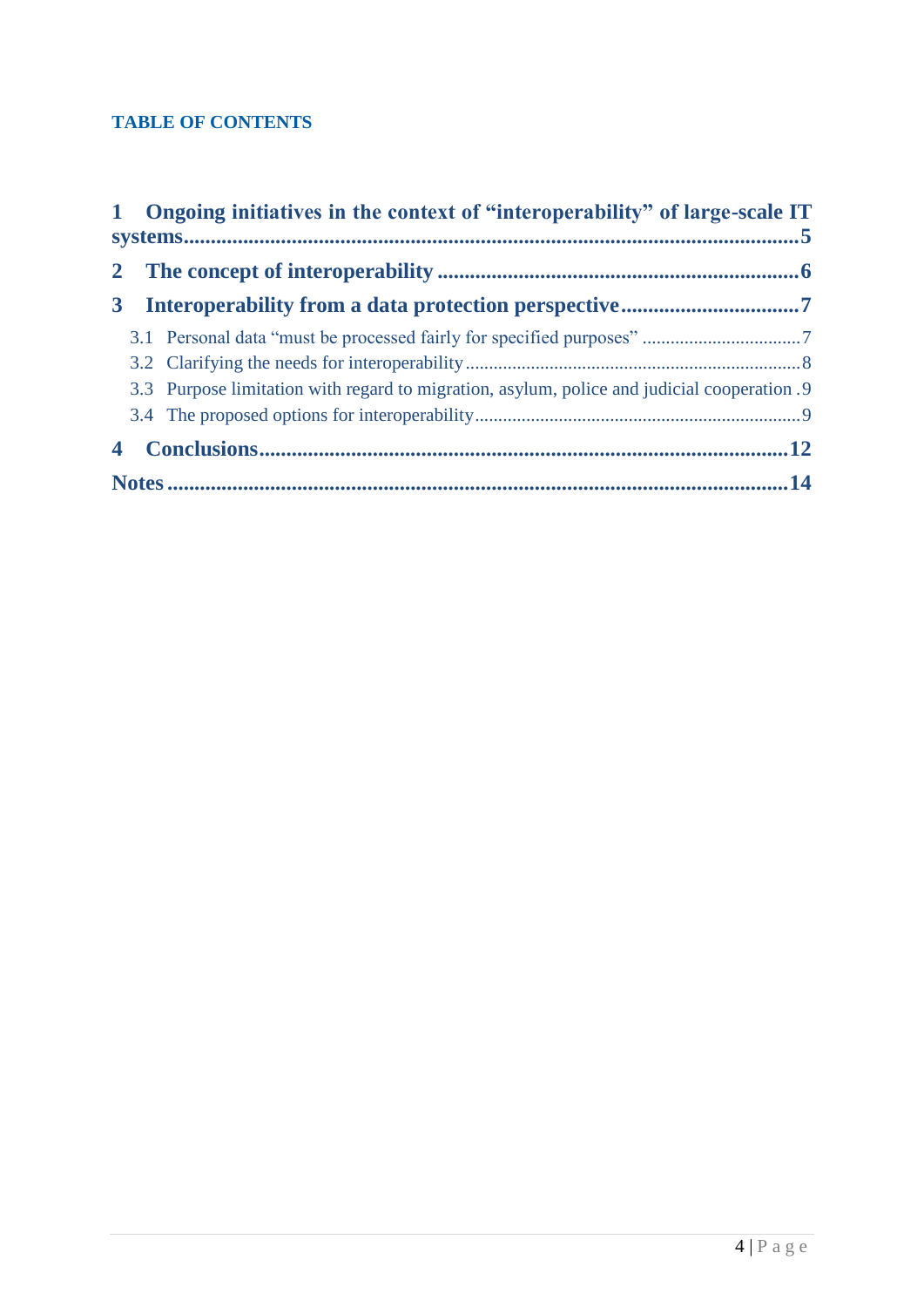**TABLE OF CONTENTS**

1 Ongoing initiatives in the context of “interoperability” of large-scale IT systems ..... 5

2 The concept of interoperability ..... 6

3 Interoperability from a data protection perspective ..... 7

- 3.1 Personal data “must be processed fairly for specified purposes” ..... 7
- 3.2 Clarifying the needs for interoperability ..... 8
- 3.3 Purpose limitation with regard to migration, asylum, police and judicial cooperation ..... 9
- 3.4 The proposed options for interoperability ..... 9

4 Conclusions ..... 12

Notes ..... 14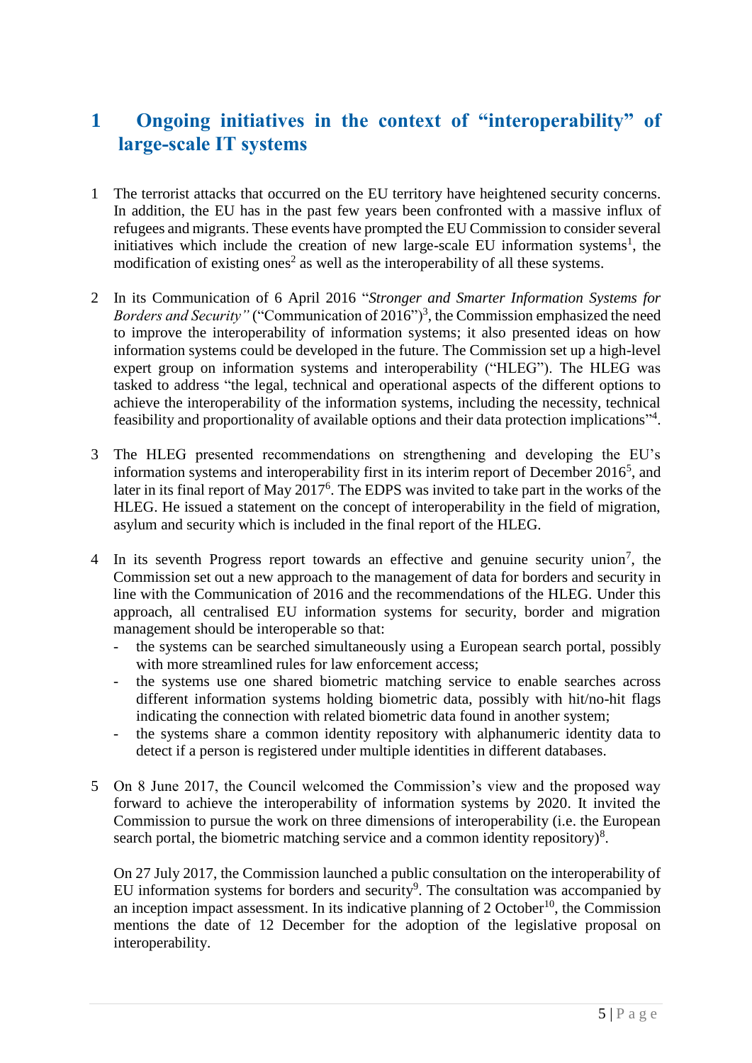# 1 Ongoing initiatives in the context of "interoperability" of large-scale IT systems

1 The terrorist attacks that occurred on the EU territory have heightened security concerns. In addition, the EU has in the past few years been confronted with a massive influx of refugees and migrants. These events have prompted the EU Commission to consider several initiatives which include the creation of new large-scale EU information systems[1], the modification of existing ones[2] as well as the interoperability of all these systems.

2 In its Communication of 6 April 2016 "*Stronger and Smarter Information Systems for Borders and Security"* ("Communication of 2016")[3], the Commission emphasized the need to improve the interoperability of information systems; it also presented ideas on how information systems could be developed in the future. The Commission set up a high-level expert group on information systems and interoperability ("HLEG"). The HLEG was tasked to address "the legal, technical and operational aspects of the different options to achieve the interoperability of the information systems, including the necessity, technical feasibility and proportionality of available options and their data protection implications"[4].

3 The HLEG presented recommendations on strengthening and developing the EU's information systems and interoperability first in its interim report of December 2016[5], and later in its final report of May 2017[6]. The EDPS was invited to take part in the works of the HLEG. He issued a statement on the concept of interoperability in the field of migration, asylum and security which is included in the final report of the HLEG.

4 In its seventh Progress report towards an effective and genuine security union[7], the Commission set out a new approach to the management of data for borders and security in line with the Communication of 2016 and the recommendations of the HLEG. Under this approach, all centralised EU information systems for security, border and migration management should be interoperable so that:

- the systems can be searched simultaneously using a European search portal, possibly with more streamlined rules for law enforcement access;
- the systems use one shared biometric matching service to enable searches across different information systems holding biometric data, possibly with hit/no-hit flags indicating the connection with related biometric data found in another system;
- the systems share a common identity repository with alphanumeric identity data to detect if a person is registered under multiple identities in different databases.

5 On 8 June 2017, the Council welcomed the Commission's view and the proposed way forward to achieve the interoperability of information systems by 2020. It invited the Commission to pursue the work on three dimensions of interoperability (i.e. the European search portal, the biometric matching service and a common identity repository)[8].

On 27 July 2017, the Commission launched a public consultation on the interoperability of EU information systems for borders and security[9]. The consultation was accompanied by an inception impact assessment. In its indicative planning of 2 October[10], the Commission mentions the date of 12 December for the adoption of the legislative proposal on interoperability.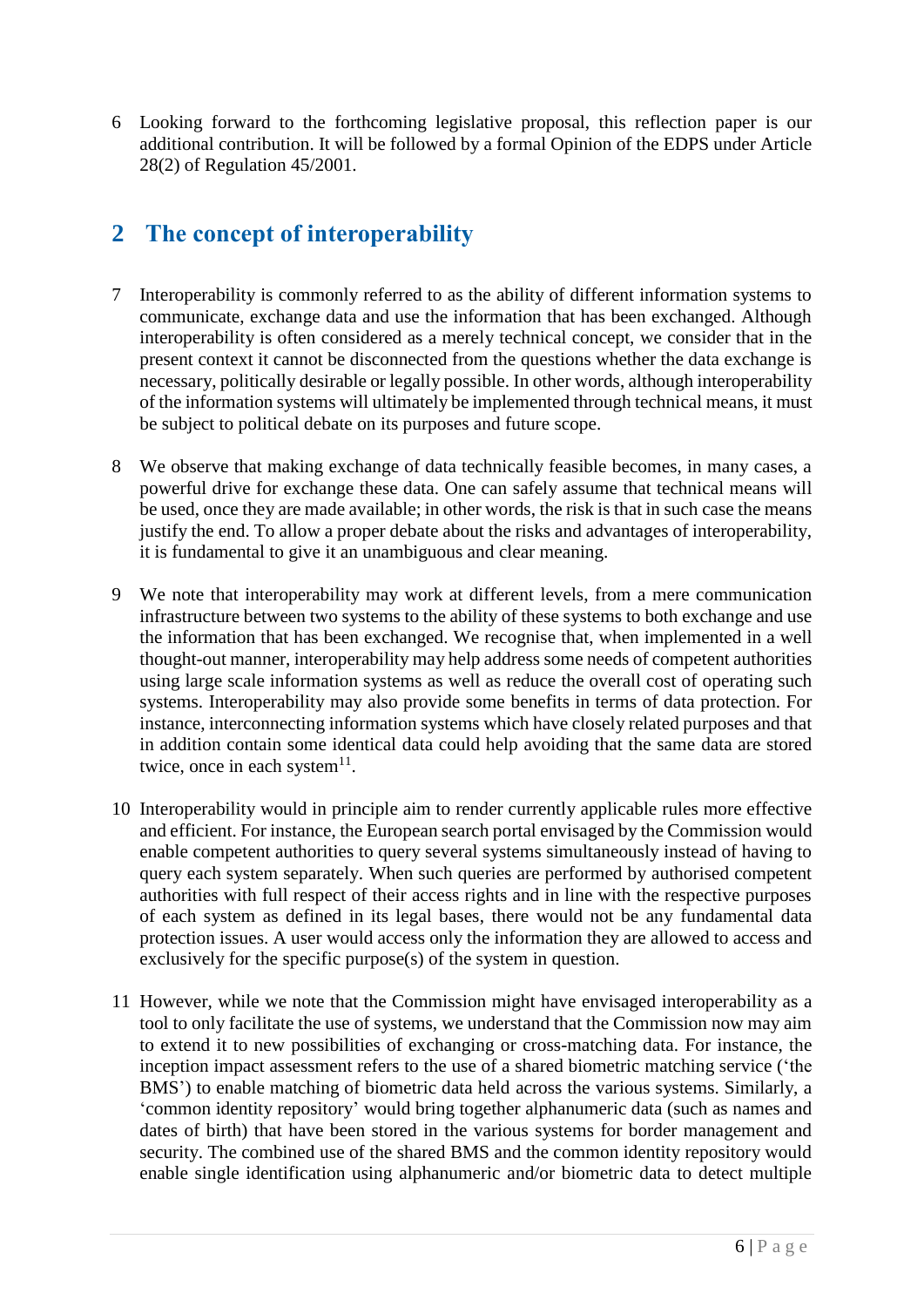6 Looking forward to the forthcoming legislative proposal, this reflection paper is our additional contribution. It will be followed by a formal Opinion of the EDPS under Article 28(2) of Regulation 45/2001.

## 2 The concept of interoperability

7 Interoperability is commonly referred to as the ability of different information systems to communicate, exchange data and use the information that has been exchanged. Although interoperability is often considered as a merely technical concept, we consider that in the present context it cannot be disconnected from the questions whether the data exchange is necessary, politically desirable or legally possible. In other words, although interoperability of the information systems will ultimately be implemented through technical means, it must be subject to political debate on its purposes and future scope.

8 We observe that making exchange of data technically feasible becomes, in many cases, a powerful drive for exchange these data. One can safely assume that technical means will be used, once they are made available; in other words, the risk is that in such case the means justify the end. To allow a proper debate about the risks and advantages of interoperability, it is fundamental to give it an unambiguous and clear meaning.

9 We note that interoperability may work at different levels, from a mere communication infrastructure between two systems to the ability of these systems to both exchange and use the information that has been exchanged. We recognise that, when implemented in a well thought-out manner, interoperability may help address some needs of competent authorities using large scale information systems as well as reduce the overall cost of operating such systems. Interoperability may also provide some benefits in terms of data protection. For instance, interconnecting information systems which have closely related purposes and that in addition contain some identical data could help avoiding that the same data are stored twice, once in each system[11].

10 Interoperability would in principle aim to render currently applicable rules more effective and efficient. For instance, the European search portal envisaged by the Commission would enable competent authorities to query several systems simultaneously instead of having to query each system separately. When such queries are performed by authorised competent authorities with full respect of their access rights and in line with the respective purposes of each system as defined in its legal bases, there would not be any fundamental data protection issues. A user would access only the information they are allowed to access and exclusively for the specific purpose(s) of the system in question.

11 However, while we note that the Commission might have envisaged interoperability as a tool to only facilitate the use of systems, we understand that the Commission now may aim to extend it to new possibilities of exchanging or cross-matching data. For instance, the inception impact assessment refers to the use of a shared biometric matching service ('the BMS') to enable matching of biometric data held across the various systems. Similarly, a 'common identity repository' would bring together alphanumeric data (such as names and dates of birth) that have been stored in the various systems for border management and security. The combined use of the shared BMS and the common identity repository would enable single identification using alphanumeric and/or biometric data to detect multiple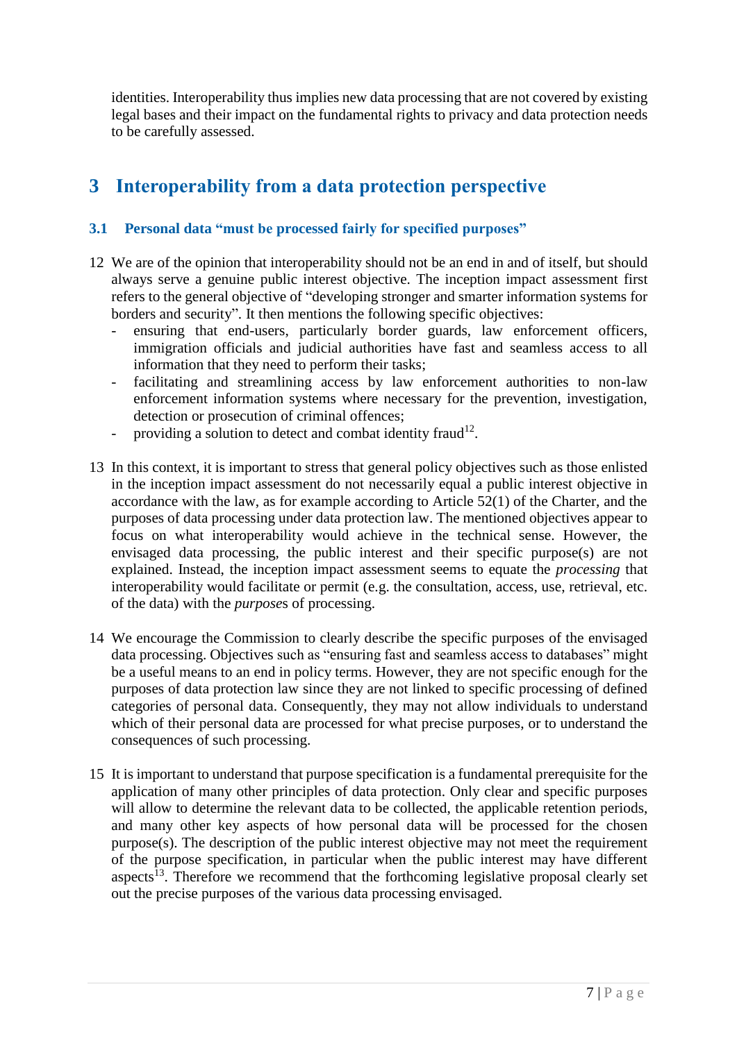identities. Interoperability thus implies new data processing that are not covered by existing legal bases and their impact on the fundamental rights to privacy and data protection needs to be carefully assessed.

# 3 Interoperability from a data protection perspective

## 3.1 Personal data "must be processed fairly for specified purposes"

12 We are of the opinion that interoperability should not be an end in and of itself, but should always serve a genuine public interest objective. The inception impact assessment first refers to the general objective of "developing stronger and smarter information systems for borders and security". It then mentions the following specific objectives:

- ensuring that end-users, particularly border guards, law enforcement officers, immigration officials and judicial authorities have fast and seamless access to all information that they need to perform their tasks;
- facilitating and streamlining access by law enforcement authorities to non-law enforcement information systems where necessary for the prevention, investigation, detection or prosecution of criminal offences;
- providing a solution to detect and combat identity fraud[12].

13 In this context, it is important to stress that general policy objectives such as those enlisted in the inception impact assessment do not necessarily equal a public interest objective in accordance with the law, as for example according to Article 52(1) of the Charter, and the purposes of data processing under data protection law. The mentioned objectives appear to focus on what interoperability would achieve in the technical sense. However, the envisaged data processing, the public interest and their specific purpose(s) are not explained. Instead, the inception impact assessment seems to equate the *processing* that interoperability would facilitate or permit (e.g. the consultation, access, use, retrieval, etc. of the data) with the *purpose*s of processing.

14 We encourage the Commission to clearly describe the specific purposes of the envisaged data processing. Objectives such as "ensuring fast and seamless access to databases" might be a useful means to an end in policy terms. However, they are not specific enough for the purposes of data protection law since they are not linked to specific processing of defined categories of personal data. Consequently, they may not allow individuals to understand which of their personal data are processed for what precise purposes, or to understand the consequences of such processing.

15 It is important to understand that purpose specification is a fundamental prerequisite for the application of many other principles of data protection. Only clear and specific purposes will allow to determine the relevant data to be collected, the applicable retention periods, and many other key aspects of how personal data will be processed for the chosen purpose(s). The description of the public interest objective may not meet the requirement of the purpose specification, in particular when the public interest may have different aspects[13]. Therefore we recommend that the forthcoming legislative proposal clearly set out the precise purposes of the various data processing envisaged.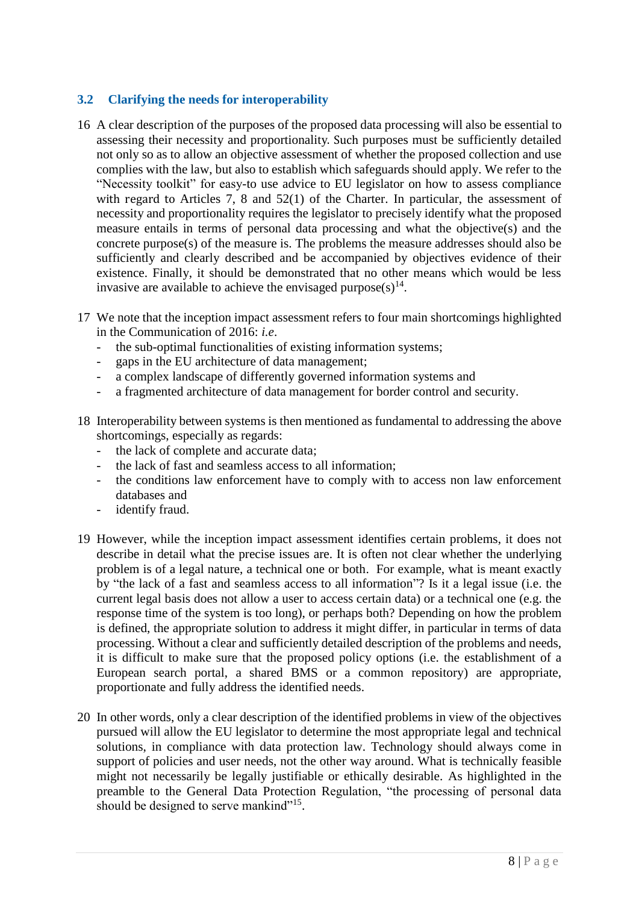### 3.2 Clarifying the needs for interoperability

16 A clear description of the purposes of the proposed data processing will also be essential to assessing their necessity and proportionality. Such purposes must be sufficiently detailed not only so as to allow an objective assessment of whether the proposed collection and use complies with the law, but also to establish which safeguards should apply. We refer to the "Necessity toolkit" for easy-to use advice to EU legislator on how to assess compliance with regard to Articles 7, 8 and 52(1) of the Charter. In particular, the assessment of necessity and proportionality requires the legislator to precisely identify what the proposed measure entails in terms of personal data processing and what the objective(s) and the concrete purpose(s) of the measure is. The problems the measure addresses should also be sufficiently and clearly described and be accompanied by objectives evidence of their existence. Finally, it should be demonstrated that no other means which would be less invasive are available to achieve the envisaged purpose(s)[14].

17 We note that the inception impact assessment refers to four main shortcomings highlighted in the Communication of 2016: *i.e*.

- the sub-optimal functionalities of existing information systems;
- gaps in the EU architecture of data management;
- a complex landscape of differently governed information systems and
- a fragmented architecture of data management for border control and security.

18 Interoperability between systems is then mentioned as fundamental to addressing the above shortcomings, especially as regards:

- the lack of complete and accurate data;
- the lack of fast and seamless access to all information;
- the conditions law enforcement have to comply with to access non law enforcement databases and
- identify fraud.

19 However, while the inception impact assessment identifies certain problems, it does not describe in detail what the precise issues are. It is often not clear whether the underlying problem is of a legal nature, a technical one or both. For example, what is meant exactly by "the lack of a fast and seamless access to all information"? Is it a legal issue (i.e. the current legal basis does not allow a user to access certain data) or a technical one (e.g. the response time of the system is too long), or perhaps both? Depending on how the problem is defined, the appropriate solution to address it might differ, in particular in terms of data processing. Without a clear and sufficiently detailed description of the problems and needs, it is difficult to make sure that the proposed policy options (i.e. the establishment of a European search portal, a shared BMS or a common repository) are appropriate, proportionate and fully address the identified needs.

20 In other words, only a clear description of the identified problems in view of the objectives pursued will allow the EU legislator to determine the most appropriate legal and technical solutions, in compliance with data protection law. Technology should always come in support of policies and user needs, not the other way around. What is technically feasible might not necessarily be legally justifiable or ethically desirable. As highlighted in the preamble to the General Data Protection Regulation, "the processing of personal data should be designed to serve mankind"[15].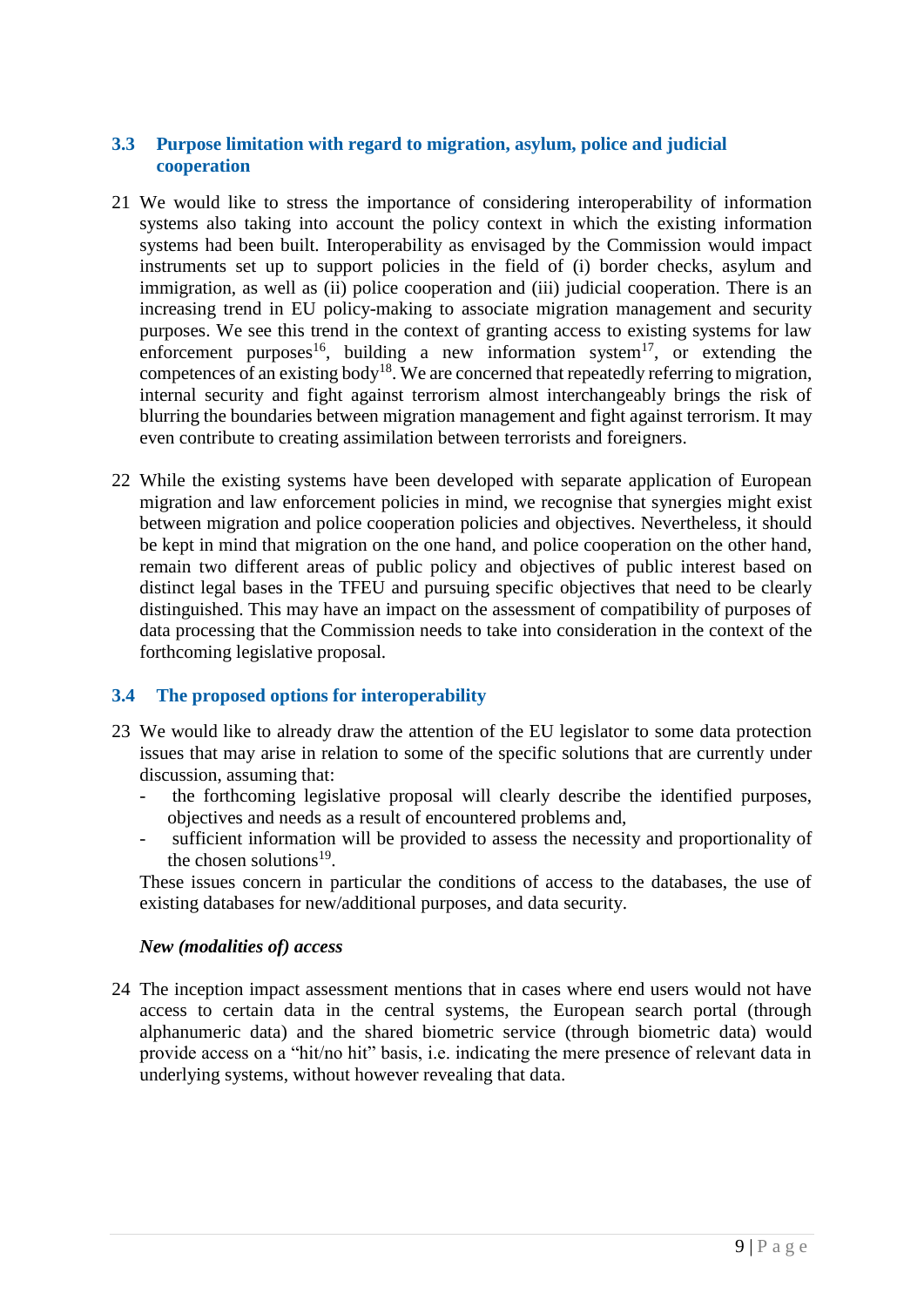### 3.3 Purpose limitation with regard to migration, asylum, police and judicial cooperation

21 We would like to stress the importance of considering interoperability of information systems also taking into account the policy context in which the existing information systems had been built. Interoperability as envisaged by the Commission would impact instruments set up to support policies in the field of (i) border checks, asylum and immigration, as well as (ii) police cooperation and (iii) judicial cooperation. There is an increasing trend in EU policy-making to associate migration management and security purposes. We see this trend in the context of granting access to existing systems for law enforcement purposes[16], building a new information system[17], or extending the competences of an existing body[18]. We are concerned that repeatedly referring to migration, internal security and fight against terrorism almost interchangeably brings the risk of blurring the boundaries between migration management and fight against terrorism. It may even contribute to creating assimilation between terrorists and foreigners.

22 While the existing systems have been developed with separate application of European migration and law enforcement policies in mind, we recognise that synergies might exist between migration and police cooperation policies and objectives. Nevertheless, it should be kept in mind that migration on the one hand, and police cooperation on the other hand, remain two different areas of public policy and objectives of public interest based on distinct legal bases in the TFEU and pursuing specific objectives that need to be clearly distinguished. This may have an impact on the assessment of compatibility of purposes of data processing that the Commission needs to take into consideration in the context of the forthcoming legislative proposal.

### 3.4 The proposed options for interoperability

23 We would like to already draw the attention of the EU legislator to some data protection issues that may arise in relation to some of the specific solutions that are currently under discussion, assuming that:

- the forthcoming legislative proposal will clearly describe the identified purposes, objectives and needs as a result of encountered problems and,
- sufficient information will be provided to assess the necessity and proportionality of the chosen solutions[19].

These issues concern in particular the conditions of access to the databases, the use of existing databases for new/additional purposes, and data security.

***New (modalities of) access***

24 The inception impact assessment mentions that in cases where end users would not have access to certain data in the central systems, the European search portal (through alphanumeric data) and the shared biometric service (through biometric data) would provide access on a "hit/no hit" basis, i.e. indicating the mere presence of relevant data in underlying systems, without however revealing that data.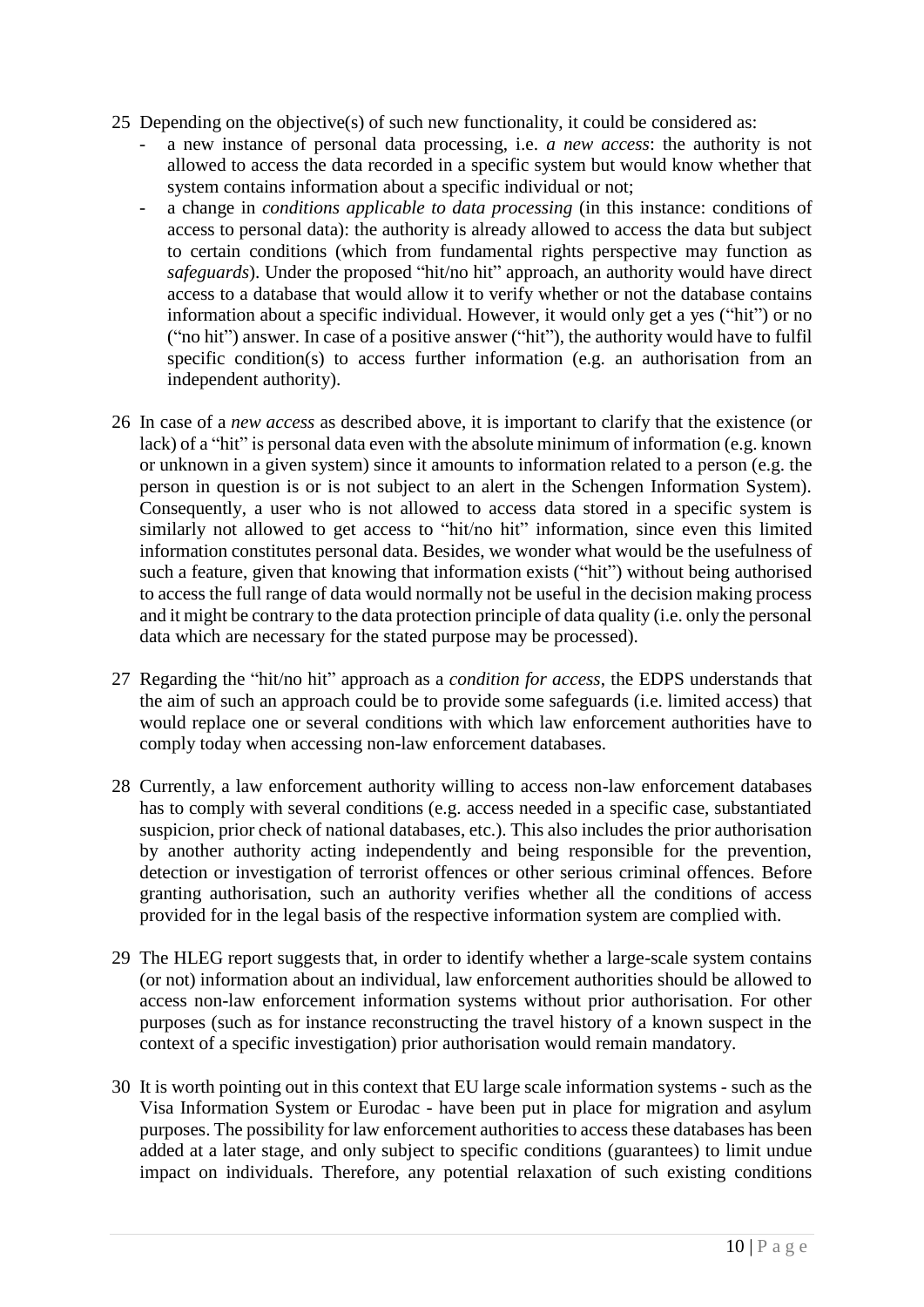25 Depending on the objective(s) of such new functionality, it could be considered as:

- a new instance of personal data processing, i.e. *a new access*: the authority is not allowed to access the data recorded in a specific system but would know whether that system contains information about a specific individual or not;
- a change in *conditions applicable to data processing* (in this instance: conditions of access to personal data): the authority is already allowed to access the data but subject to certain conditions (which from fundamental rights perspective may function as *safeguards*). Under the proposed "hit/no hit" approach, an authority would have direct access to a database that would allow it to verify whether or not the database contains information about a specific individual. However, it would only get a yes ("hit") or no ("no hit") answer. In case of a positive answer ("hit"), the authority would have to fulfil specific condition(s) to access further information (e.g. an authorisation from an independent authority).

26 In case of a *new access* as described above, it is important to clarify that the existence (or lack) of a "hit" is personal data even with the absolute minimum of information (e.g. known or unknown in a given system) since it amounts to information related to a person (e.g. the person in question is or is not subject to an alert in the Schengen Information System). Consequently, a user who is not allowed to access data stored in a specific system is similarly not allowed to get access to "hit/no hit" information, since even this limited information constitutes personal data. Besides, we wonder what would be the usefulness of such a feature, given that knowing that information exists ("hit") without being authorised to access the full range of data would normally not be useful in the decision making process and it might be contrary to the data protection principle of data quality (i.e. only the personal data which are necessary for the stated purpose may be processed).

27 Regarding the "hit/no hit" approach as a *condition for access*, the EDPS understands that the aim of such an approach could be to provide some safeguards (i.e. limited access) that would replace one or several conditions with which law enforcement authorities have to comply today when accessing non-law enforcement databases.

28 Currently, a law enforcement authority willing to access non-law enforcement databases has to comply with several conditions (e.g. access needed in a specific case, substantiated suspicion, prior check of national databases, etc.). This also includes the prior authorisation by another authority acting independently and being responsible for the prevention, detection or investigation of terrorist offences or other serious criminal offences. Before granting authorisation, such an authority verifies whether all the conditions of access provided for in the legal basis of the respective information system are complied with.

29 The HLEG report suggests that, in order to identify whether a large-scale system contains (or not) information about an individual, law enforcement authorities should be allowed to access non-law enforcement information systems without prior authorisation. For other purposes (such as for instance reconstructing the travel history of a known suspect in the context of a specific investigation) prior authorisation would remain mandatory.

30 It is worth pointing out in this context that EU large scale information systems - such as the Visa Information System or Eurodac - have been put in place for migration and asylum purposes. The possibility for law enforcement authorities to access these databases has been added at a later stage, and only subject to specific conditions (guarantees) to limit undue impact on individuals. Therefore, any potential relaxation of such existing conditions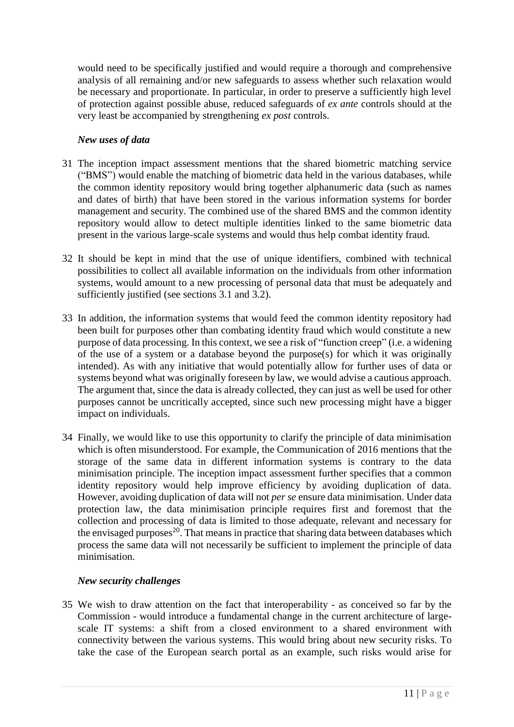would need to be specifically justified and would require a thorough and comprehensive analysis of all remaining and/or new safeguards to assess whether such relaxation would be necessary and proportionate. In particular, in order to preserve a sufficiently high level of protection against possible abuse, reduced safeguards of *ex ante* controls should at the very least be accompanied by strengthening *ex post* controls.

***New uses of data***

31 The inception impact assessment mentions that the shared biometric matching service ("BMS") would enable the matching of biometric data held in the various databases, while the common identity repository would bring together alphanumeric data (such as names and dates of birth) that have been stored in the various information systems for border management and security. The combined use of the shared BMS and the common identity repository would allow to detect multiple identities linked to the same biometric data present in the various large-scale systems and would thus help combat identity fraud.

32 It should be kept in mind that the use of unique identifiers, combined with technical possibilities to collect all available information on the individuals from other information systems, would amount to a new processing of personal data that must be adequately and sufficiently justified (see sections 3.1 and 3.2).

33 In addition, the information systems that would feed the common identity repository had been built for purposes other than combating identity fraud which would constitute a new purpose of data processing. In this context, we see a risk of "function creep" (i.e. a widening of the use of a system or a database beyond the purpose(s) for which it was originally intended). As with any initiative that would potentially allow for further uses of data or systems beyond what was originally foreseen by law, we would advise a cautious approach. The argument that, since the data is already collected, they can just as well be used for other purposes cannot be uncritically accepted, since such new processing might have a bigger impact on individuals.

34 Finally, we would like to use this opportunity to clarify the principle of data minimisation which is often misunderstood. For example, the Communication of 2016 mentions that the storage of the same data in different information systems is contrary to the data minimisation principle. The inception impact assessment further specifies that a common identity repository would help improve efficiency by avoiding duplication of data. However, avoiding duplication of data will not *per se* ensure data minimisation. Under data protection law, the data minimisation principle requires first and foremost that the collection and processing of data is limited to those adequate, relevant and necessary for the envisaged purposes[20]. That means in practice that sharing data between databases which process the same data will not necessarily be sufficient to implement the principle of data minimisation.

***New security challenges***

35 We wish to draw attention on the fact that interoperability - as conceived so far by the Commission - would introduce a fundamental change in the current architecture of large-scale IT systems: a shift from a closed environment to a shared environment with connectivity between the various systems. This would bring about new security risks. To take the case of the European search portal as an example, such risks would arise for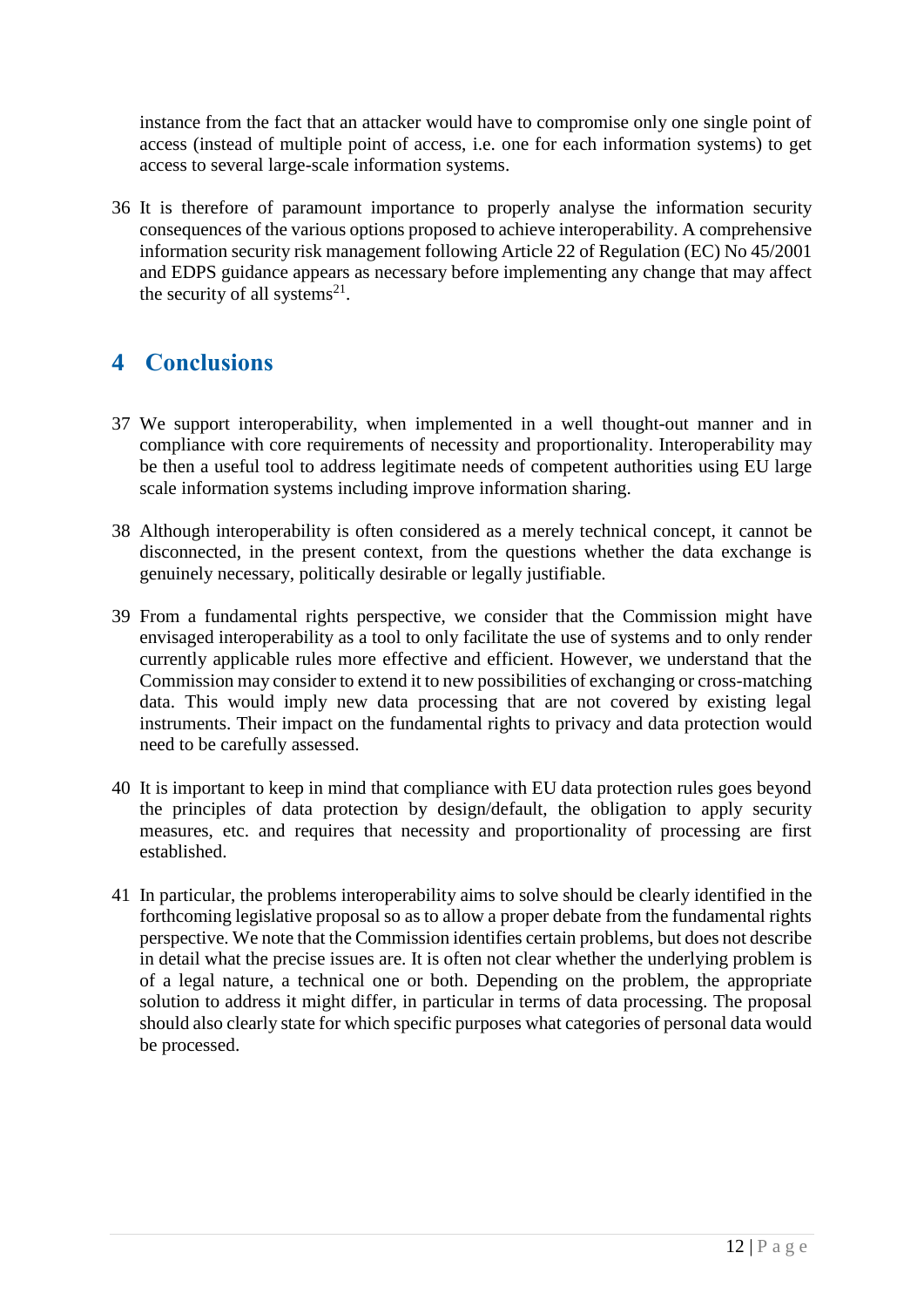instance from the fact that an attacker would have to compromise only one single point of access (instead of multiple point of access, i.e. one for each information systems) to get access to several large-scale information systems.

36 It is therefore of paramount importance to properly analyse the information security consequences of the various options proposed to achieve interoperability. A comprehensive information security risk management following Article 22 of Regulation (EC) No 45/2001 and EDPS guidance appears as necessary before implementing any change that may affect the security of all systems[21].

# 4 Conclusions

37 We support interoperability, when implemented in a well thought-out manner and in compliance with core requirements of necessity and proportionality. Interoperability may be then a useful tool to address legitimate needs of competent authorities using EU large scale information systems including improve information sharing.

38 Although interoperability is often considered as a merely technical concept, it cannot be disconnected, in the present context, from the questions whether the data exchange is genuinely necessary, politically desirable or legally justifiable.

39 From a fundamental rights perspective, we consider that the Commission might have envisaged interoperability as a tool to only facilitate the use of systems and to only render currently applicable rules more effective and efficient. However, we understand that the Commission may consider to extend it to new possibilities of exchanging or cross-matching data. This would imply new data processing that are not covered by existing legal instruments. Their impact on the fundamental rights to privacy and data protection would need to be carefully assessed.

40 It is important to keep in mind that compliance with EU data protection rules goes beyond the principles of data protection by design/default, the obligation to apply security measures, etc. and requires that necessity and proportionality of processing are first established.

41 In particular, the problems interoperability aims to solve should be clearly identified in the forthcoming legislative proposal so as to allow a proper debate from the fundamental rights perspective. We note that the Commission identifies certain problems, but does not describe in detail what the precise issues are. It is often not clear whether the underlying problem is of a legal nature, a technical one or both. Depending on the problem, the appropriate solution to address it might differ, in particular in terms of data processing. The proposal should also clearly state for which specific purposes what categories of personal data would be processed.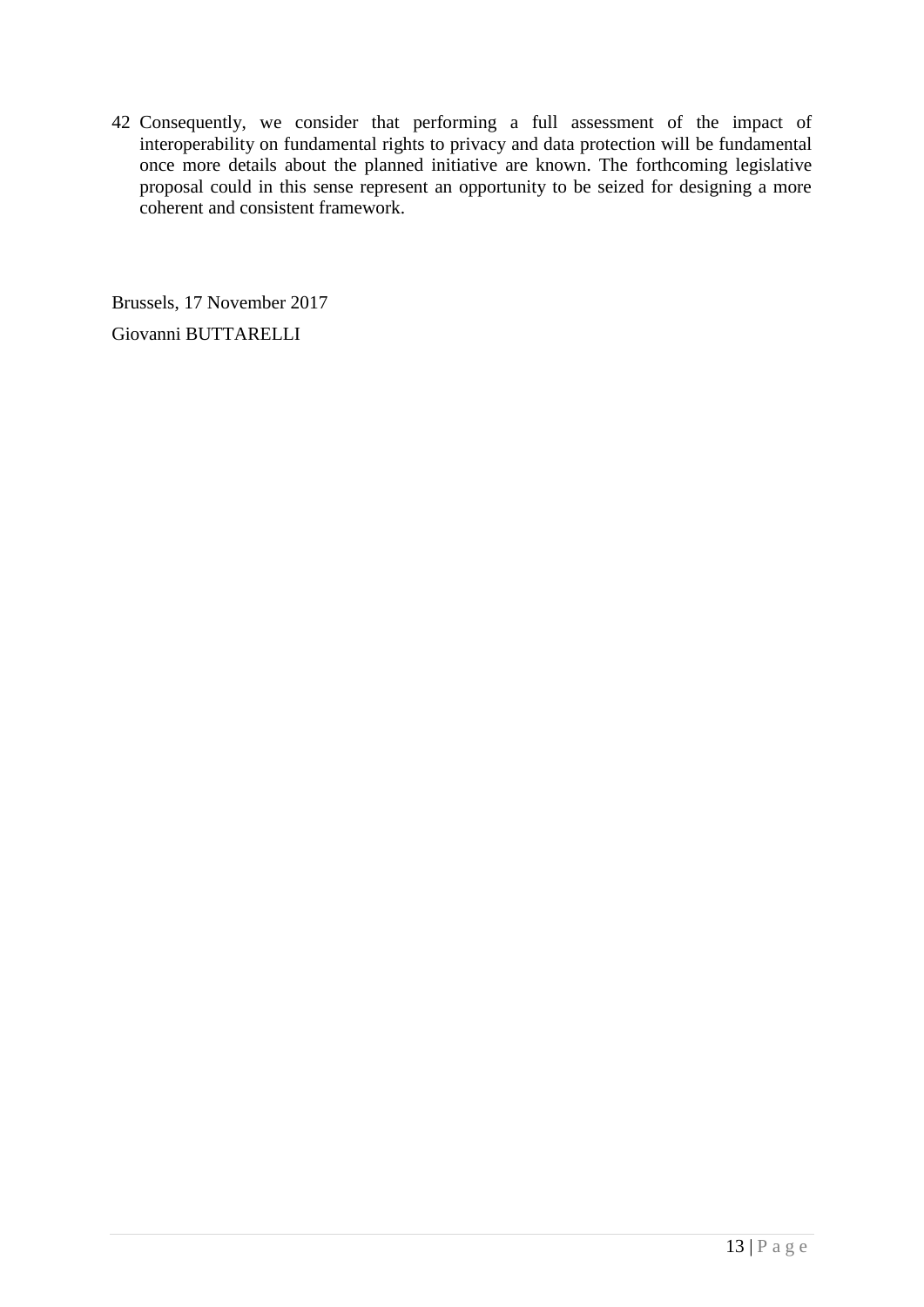42 Consequently, we consider that performing a full assessment of the impact of interoperability on fundamental rights to privacy and data protection will be fundamental once more details about the planned initiative are known. The forthcoming legislative proposal could in this sense represent an opportunity to be seized for designing a more coherent and consistent framework.

Brussels, 17 November 2017

Giovanni BUTTARELLI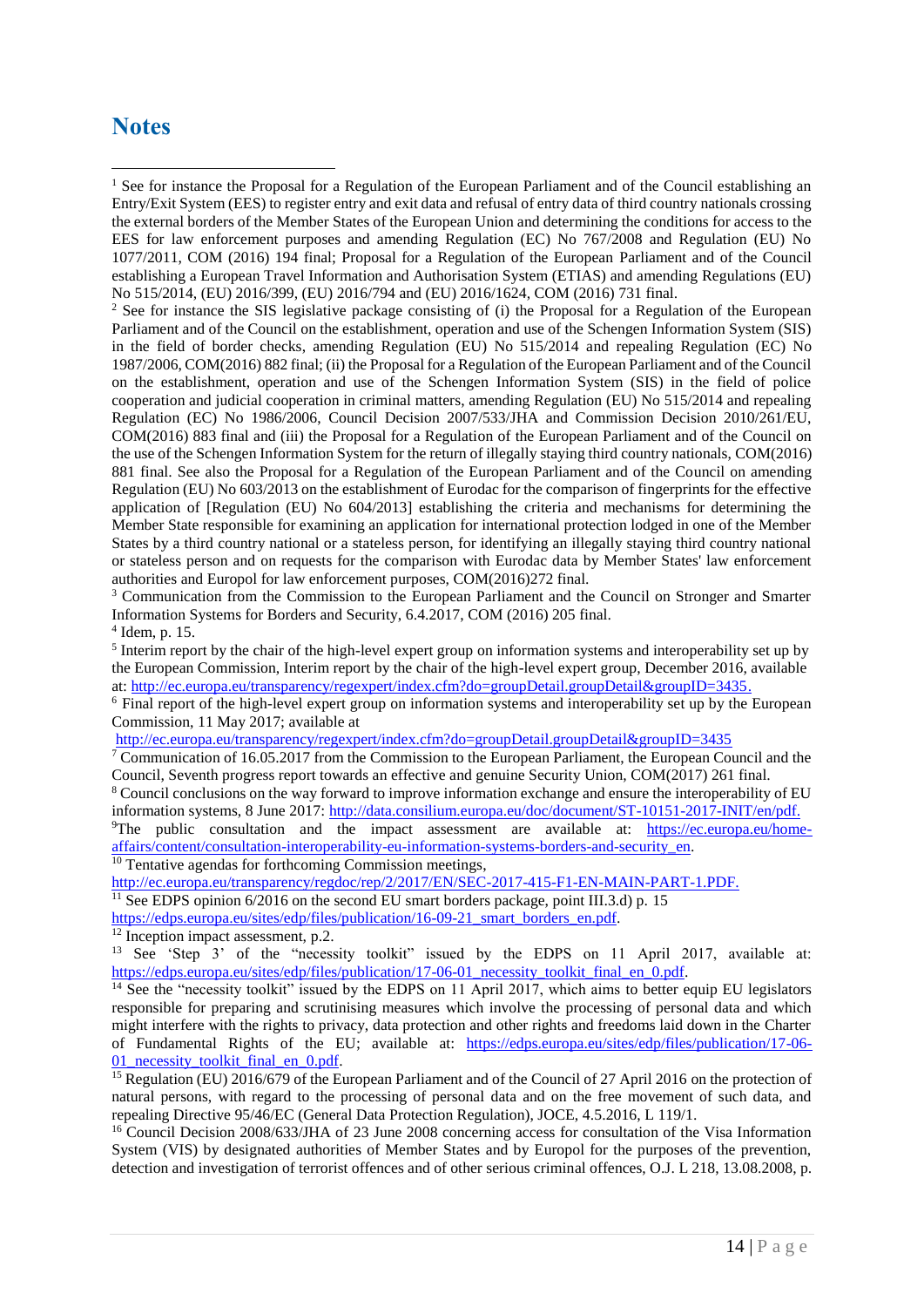# Notes

[1] See for instance the Proposal for a Regulation of the European Parliament and of the Council establishing an Entry/Exit System (EES) to register entry and exit data and refusal of entry data of third country nationals crossing the external borders of the Member States of the European Union and determining the conditions for access to the EES for law enforcement purposes and amending Regulation (EC) No 767/2008 and Regulation (EU) No 1077/2011, COM (2016) 194 final; Proposal for a Regulation of the European Parliament and of the Council establishing a European Travel Information and Authorisation System (ETIAS) and amending Regulations (EU) No 515/2014, (EU) 2016/399, (EU) 2016/794 and (EU) 2016/1624, COM (2016) 731 final.

[2] See for instance the SIS legislative package consisting of (i) the Proposal for a Regulation of the European Parliament and of the Council on the establishment, operation and use of the Schengen Information System (SIS) in the field of border checks, amending Regulation (EU) No 515/2014 and repealing Regulation (EC) No 1987/2006, COM(2016) 882 final; (ii) the Proposal for a Regulation of the European Parliament and of the Council on the establishment, operation and use of the Schengen Information System (SIS) in the field of police cooperation and judicial cooperation in criminal matters, amending Regulation (EU) No 515/2014 and repealing Regulation (EC) No 1986/2006, Council Decision 2007/533/JHA and Commission Decision 2010/261/EU, COM(2016) 883 final and (iii) the Proposal for a Regulation of the European Parliament and of the Council on the use of the Schengen Information System for the return of illegally staying third country nationals, COM(2016) 881 final. See also the Proposal for a Regulation of the European Parliament and of the Council on amending Regulation (EU) No 603/2013 on the establishment of Eurodac for the comparison of fingerprints for the effective application of [Regulation (EU) No 604/2013] establishing the criteria and mechanisms for determining the Member State responsible for examining an application for international protection lodged in one of the Member States by a third country national or a stateless person, for identifying an illegally staying third country national or stateless person and on requests for the comparison with Eurodac data by Member States' law enforcement authorities and Europol for law enforcement purposes, COM(2016)272 final.

[3] Communication from the Commission to the European Parliament and the Council on Stronger and Smarter Information Systems for Borders and Security, 6.4.2017, COM (2016) 205 final.

[4] Idem, p. 15.

[5] Interim report by the chair of the high-level expert group on information systems and interoperability set up by the European Commission, Interim report by the chair of the high-level expert group, December 2016, available at: http://ec.europa.eu/transparency/regexpert/index.cfm?do=groupDetail.groupDetail&groupID=3435.

[6] Final report of the high-level expert group on information systems and interoperability set up by the European Commission, 11 May 2017; available at http://ec.europa.eu/transparency/regexpert/index.cfm?do=groupDetail.groupDetail&groupID=3435

[7] Communication of 16.05.2017 from the Commission to the European Parliament, the European Council and the Council, Seventh progress report towards an effective and genuine Security Union, COM(2017) 261 final.

[8] Council conclusions on the way forward to improve information exchange and ensure the interoperability of EU information systems, 8 June 2017: http://data.consilium.europa.eu/doc/document/ST-10151-2017-INIT/en/pdf.

[9] The public consultation and the impact assessment are available at: https://ec.europa.eu/home-affairs/content/consultation-interoperability-eu-information-systems-borders-and-security_en.

[10] Tentative agendas for forthcoming Commission meetings, http://ec.europa.eu/transparency/regdoc/rep/2/2017/EN/SEC-2017-415-F1-EN-MAIN-PART-1.PDF.

[11] See EDPS opinion 6/2016 on the second EU smart borders package, point III.3.d) p. 15 https://edps.europa.eu/sites/edp/files/publication/16-09-21_smart_borders_en.pdf.

[12] Inception impact assessment, p.2.

[13] See 'Step 3' of the "necessity toolkit" issued by the EDPS on 11 April 2017, available at: https://edps.europa.eu/sites/edp/files/publication/17-06-01_necessity_toolkit_final_en_0.pdf.

[14] See the "necessity toolkit" issued by the EDPS on 11 April 2017, which aims to better equip EU legislators responsible for preparing and scrutinising measures which involve the processing of personal data and which might interfere with the rights to privacy, data protection and other rights and freedoms laid down in the Charter of Fundamental Rights of the EU; available at: https://edps.europa.eu/sites/edp/files/publication/17-06-01_necessity_toolkit_final_en_0.pdf.

[15] Regulation (EU) 2016/679 of the European Parliament and of the Council of 27 April 2016 on the protection of natural persons, with regard to the processing of personal data and on the free movement of such data, and repealing Directive 95/46/EC (General Data Protection Regulation), JOCE, 4.5.2016, L 119/1.

[16] Council Decision 2008/633/JHA of 23 June 2008 concerning access for consultation of the Visa Information System (VIS) by designated authorities of Member States and by Europol for the purposes of the prevention, detection and investigation of terrorist offences and of other serious criminal offences, O.J. L 218, 13.08.2008, p.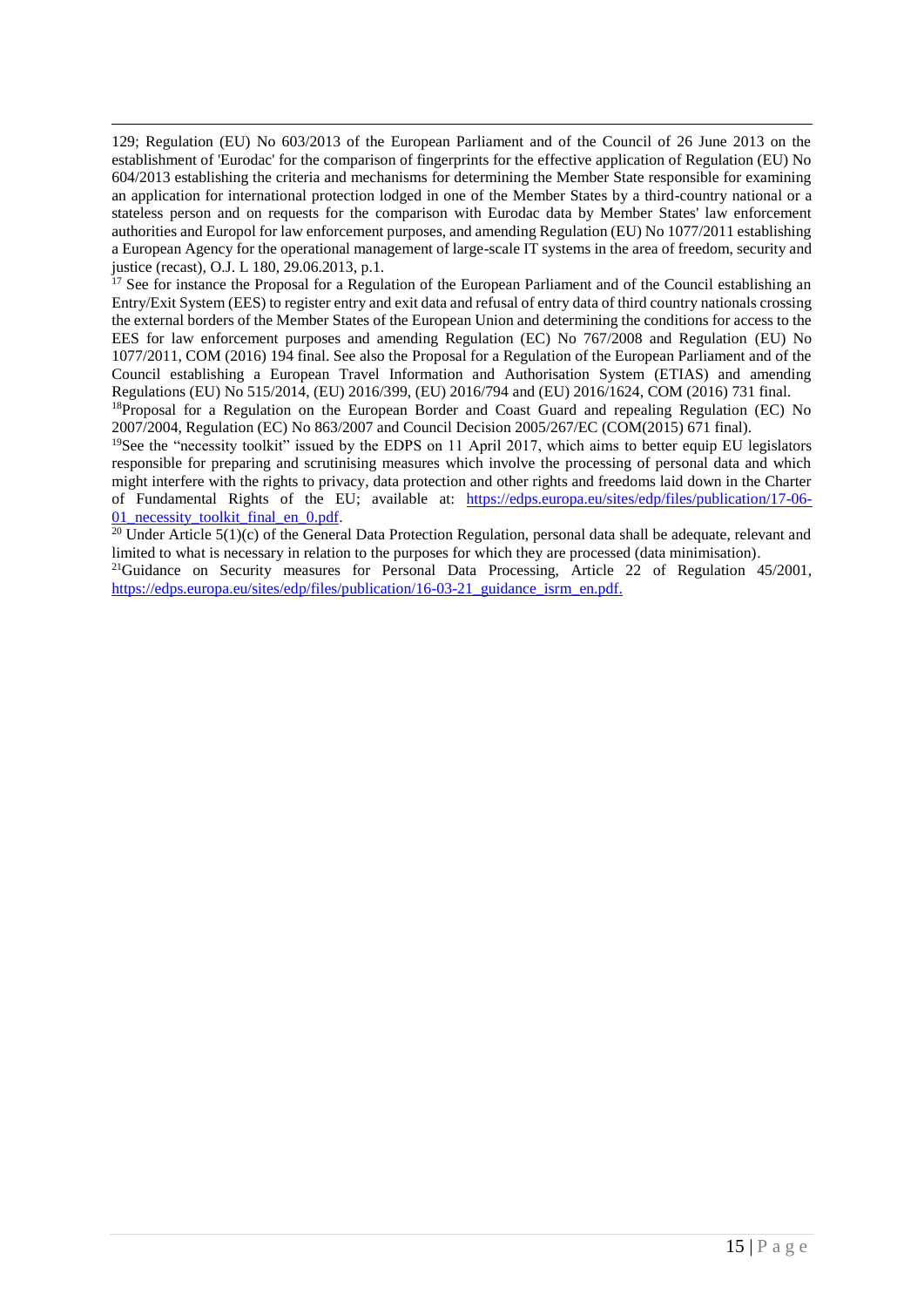129; Regulation (EU) No 603/2013 of the European Parliament and of the Council of 26 June 2013 on the establishment of 'Eurodac' for the comparison of fingerprints for the effective application of Regulation (EU) No 604/2013 establishing the criteria and mechanisms for determining the Member State responsible for examining an application for international protection lodged in one of the Member States by a third-country national or a stateless person and on requests for the comparison with Eurodac data by Member States' law enforcement authorities and Europol for law enforcement purposes, and amending Regulation (EU) No 1077/2011 establishing a European Agency for the operational management of large-scale IT systems in the area of freedom, security and justice (recast), O.J. L 180, 29.06.2013, p.1.

[17] See for instance the Proposal for a Regulation of the European Parliament and of the Council establishing an Entry/Exit System (EES) to register entry and exit data and refusal of entry data of third country nationals crossing the external borders of the Member States of the European Union and determining the conditions for access to the EES for law enforcement purposes and amending Regulation (EC) No 767/2008 and Regulation (EU) No 1077/2011, COM (2016) 194 final. See also the Proposal for a Regulation of the European Parliament and of the Council establishing a European Travel Information and Authorisation System (ETIAS) and amending Regulations (EU) No 515/2014, (EU) 2016/399, (EU) 2016/794 and (EU) 2016/1624, COM (2016) 731 final.

[18] Proposal for a Regulation on the European Border and Coast Guard and repealing Regulation (EC) No 2007/2004, Regulation (EC) No 863/2007 and Council Decision 2005/267/EC (COM(2015) 671 final).

[19] See the "necessity toolkit" issued by the EDPS on 11 April 2017, which aims to better equip EU legislators responsible for preparing and scrutinising measures which involve the processing of personal data and which might interfere with the rights to privacy, data protection and other rights and freedoms laid down in the Charter of Fundamental Rights of the EU; available at: https://edps.europa.eu/sites/edp/files/publication/17-06-01_necessity_toolkit_final_en_0.pdf.

[20] Under Article 5(1)(c) of the General Data Protection Regulation, personal data shall be adequate, relevant and limited to what is necessary in relation to the purposes for which they are processed (data minimisation).

[21] Guidance on Security measures for Personal Data Processing, Article 22 of Regulation 45/2001, https://edps.europa.eu/sites/edp/files/publication/16-03-21_guidance_isrm_en.pdf.